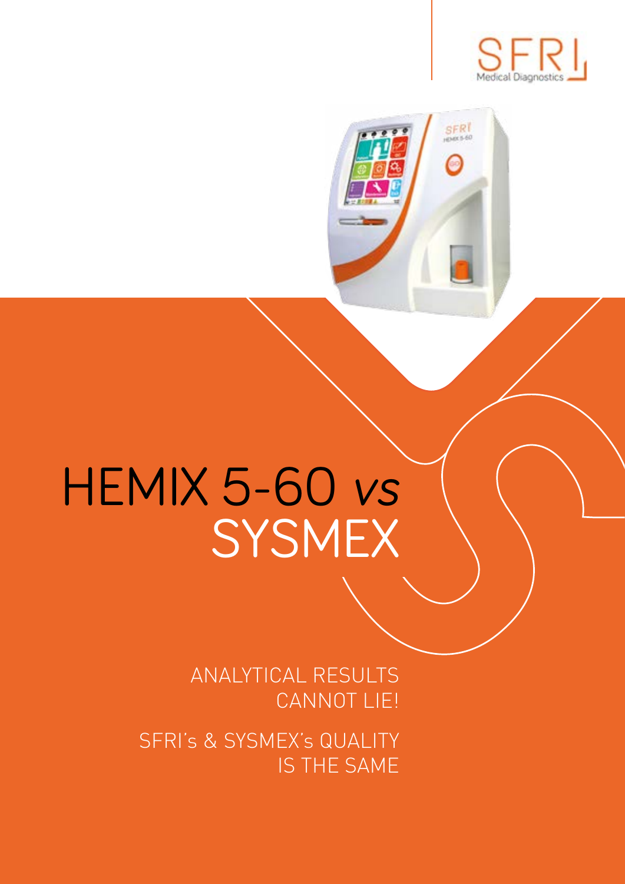# HEMIX 5-60 *vs* SYSMEX

ANALYTICAL RESULTS CANNOT LIE!

SFRI's & SYSMEX's QUALITY IS THE SAME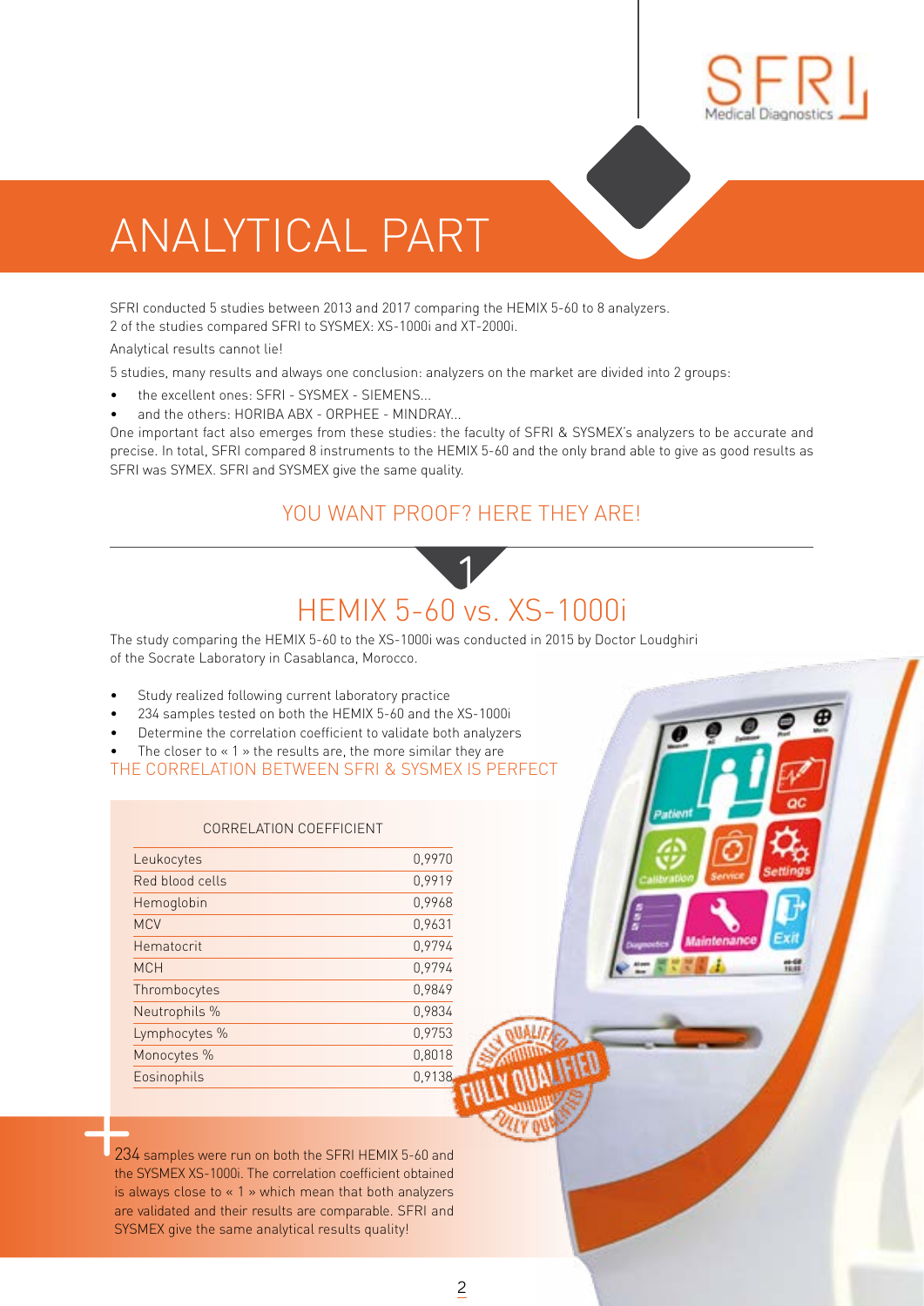# ANALYTICAL PART

SFRI conducted 5 studies between 2013 and 2017 comparing the HEMIX 5-60 to 8 analyzers.
2 of the studies compared SFRI to SYSMEX: XS-1000i and XT-2000i.

Analytical results cannot lie!

5 studies, many results and always one conclusion: analyzers on the market are divided into 2 groups:

- the excellent ones: SFRI - SYSMEX - SIEMENS...
- and the others: HORIBA ABX - ORPHEE - MINDRAY...

One important fact also emerges from these studies: the faculty of SFRI & SYSMEX's analyzers to be accurate and precise. In total, SFRI compared 8 instruments to the HEMIX 5-60 and the only brand able to give as good results as SFRI was SYMEX. SFRI and SYSMEX give the same quality.

## YOU WANT PROOF? HERE THEY ARE!

## 1

## HEMIX 5-60 vs. XS-1000i

The study comparing the HEMIX 5-60 to the XS-1000i was conducted in 2015 by Doctor Loudghiri of the Socrate Laboratory in Casablanca, Morocco.

- Study realized following current laboratory practice
- 234 samples tested on both the HEMIX 5-60 and the XS-1000i
- Determine the correlation coefficient to validate both analyzers
- The closer to « 1 » the results are, the more similar they are

THE CORRELATION BETWEEN SFRI & SYSMEX IS PERFECT

| CORRELATION COEFFICIENT | |
|---|---|
| Leukocytes | 0,9970 |
| Red blood cells | 0,9919 |
| Hemoglobin | 0,9968 |
| MCV | 0,9631 |
| Hematocrit | 0,9794 |
| MCH | 0,9794 |
| Thrombocytes | 0,9849 |
| Neutrophils % | 0,9834 |
| Lymphocytes % | 0,9753 |
| Monocytes % | 0,8018 |
| Eosinophils | 0,9138 |

FULLY QUALIFIED

234 samples were run on both the SFRI HEMIX 5-60 and the SYSMEX XS-1000i. The correlation coefficient obtained is always close to « 1 » which mean that both analyzers are validated and their results are comparable. SFRI and SYSMEX give the same analytical results quality!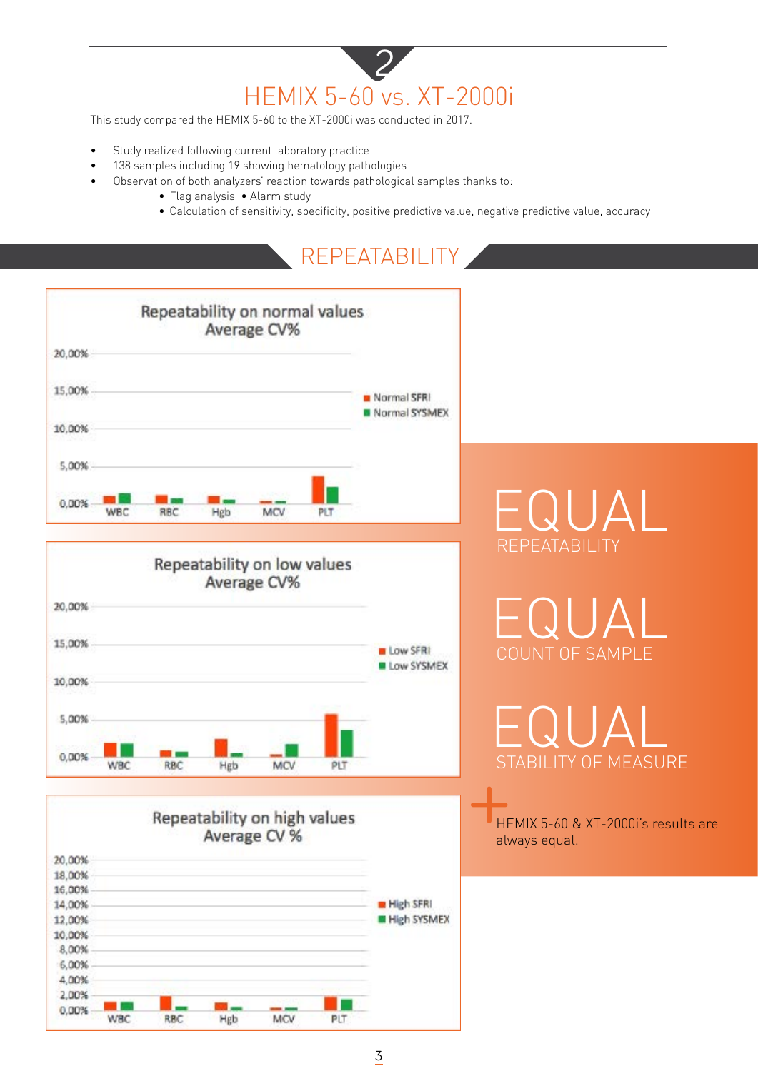## 2

# HEMIX 5-60 vs. XT-2000i

This study compared the HEMIX 5-60 to the XT-2000i was conducted in 2017.

- Study realized following current laboratory practice
- 138 samples including 19 showing hematology pathologies
- Observation of both analyzers' reaction towards pathological samples thanks to:
  - Flag analysis
  - Alarm study
  - Calculation of sensitivity, specificity, positive predictive value, negative predictive value, accuracy

## REPEATABILITY

**Repeatability on normal values Average CV%**

Legend: Normal SFRI, Normal SYSMEX — categories: WBC, RBC, Hgb, MCV, PLT (y-axis 0,00% – 20,00%)

**Repeatability on low values Average CV%**

Legend: Low SFRI, Low SYSMEX — categories: WBC, RBC, Hgb, MCV, PLT (y-axis 0,00% – 20,00%)

**Repeatability on high values Average CV %**

Legend: High SFRI, High SYSMEX — categories: WBC, RBC, Hgb, MCV, PLT (y-axis 0,00% – 20,00%)

**EQUAL** REPEATABILITY

**EQUAL** COUNT OF SAMPLE

**EQUAL** STABILITY OF MEASURE

HEMIX 5-60 & XT-2000i's results are always equal.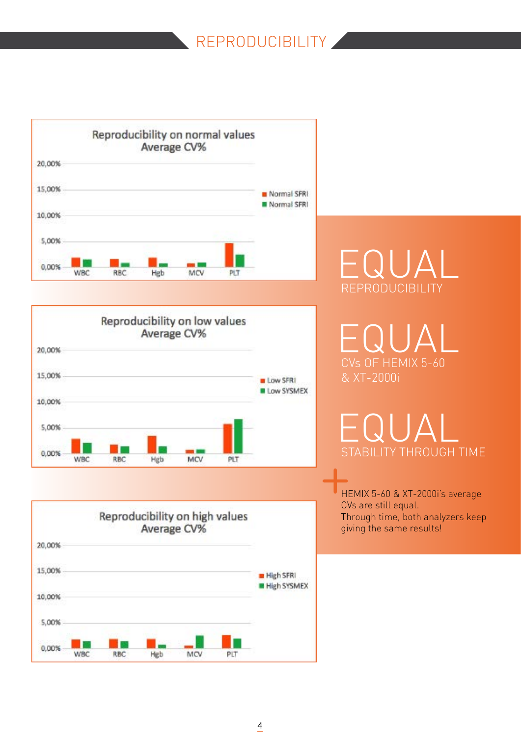# REPRODUCIBILITY

**Reproducibility on normal values**
**Average CV%**

20,00%
15,00%
10,00%
5,00%
0,00%

WBC RBC Hgb MCV PLT

■ Normal SFRI
■ Normal SFRI

**Reproducibility on low values**
**Average CV%**

20,00%
15,00%
10,00%
5,00%
0,00%

WBC RBC Hgb MCV PLT

■ Low SFRI
■ Low SYSMEX

**Reproducibility on high values**
**Average CV%**

20,00%
15,00%
10,00%
5,00%
0,00%

WBC RBC Hgb MCV PLT

■ High SFRI
■ High SYSMEX

# EQUAL
REPRODUCIBILITY

# EQUAL
CVs OF HEMIX 5-60
& XT-2000i

# EQUAL
STABILITY THROUGH TIME

+

HEMIX 5-60 & XT-2000i's average CVs are still equal.
Through time, both analyzers keep giving the same results!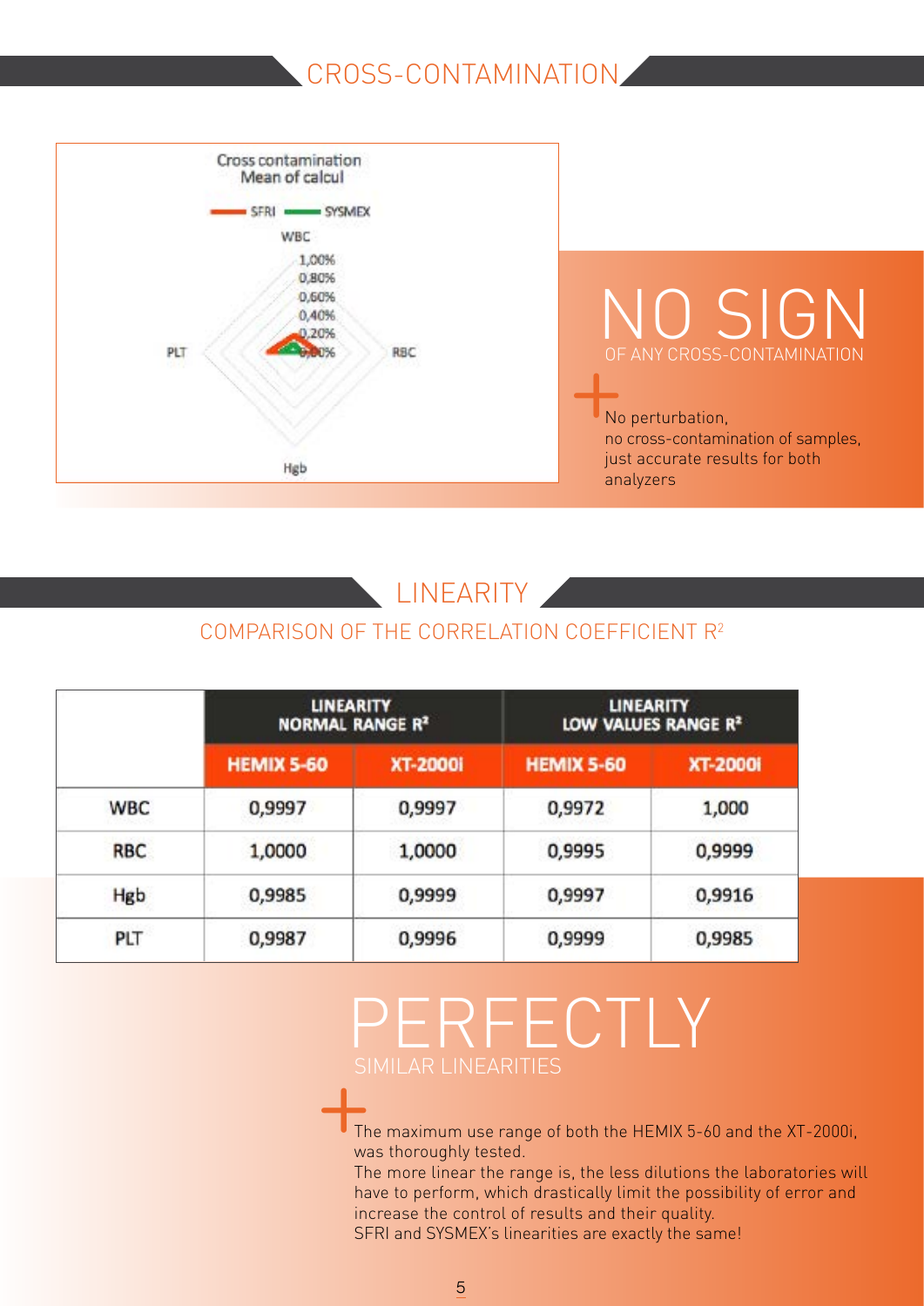## CROSS-CONTAMINATION

Cross contamination
Mean of calcul

SFRI — SYSMEX

WBC

1,00%
0,80%
0,60%
0,40%
0,20%
0,00%

PLT RBC

Hgb

# NO SIGN

OF ANY CROSS-CONTAMINATION

No perturbation,
no cross-contamination of samples,
just accurate results for both analyzers

## LINEARITY

### COMPARISON OF THE CORRELATION COEFFICIENT $R^2$

| | LINEARITY NORMAL RANGE $R^2$ | | LINEARITY LOW VALUES RANGE $R^2$ | |
|---|---|---|---|---|
| | HEMIX 5-60 | XT-2000I | HEMIX 5-60 | XT-2000I |
| WBC | 0,9997 | 0,9997 | 0,9972 | 1,000 |
| RBC | 1,0000 | 1,0000 | 0,9995 | 0,9999 |
| Hgb | 0,9985 | 0,9999 | 0,9997 | 0,9916 |
| PLT | 0,9987 | 0,9996 | 0,9999 | 0,9985 |

# PERFECTLY

SIMILAR LINEARITIES

The maximum use range of both the HEMIX 5-60 and the XT-2000i, was thoroughly tested.
The more linear the range is, the less dilutions the laboratories will have to perform, which drastically limit the possibility of error and increase the control of results and their quality.
SFRI and SYSMEX's linearities are exactly the same!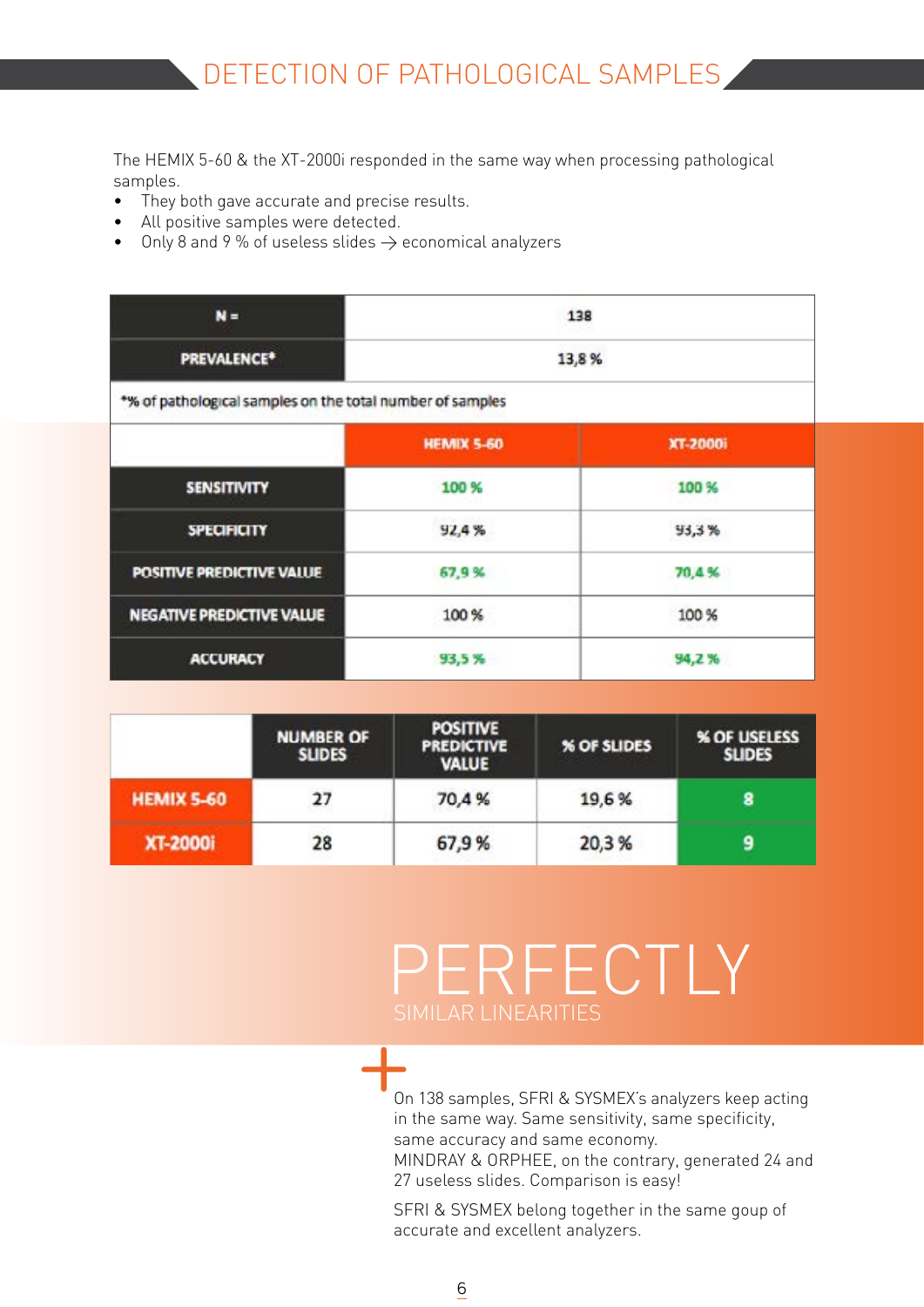# DETECTION OF PATHOLOGICAL SAMPLES

The HEMIX 5-60 & the XT-2000i responded in the same way when processing pathological samples.

- They both gave accurate and precise results.
- All positive samples were detected.
- Only 8 and 9 % of useless slides → economical analyzers

| N = | 138 | |
|---|---|---|
| PREVALENCE* | 13,8 % | |
| *% of pathological samples on the total number of samples | | |
| | HEMIX 5-60 | XT-2000i |
| SENSITIVITY | 100 % | 100 % |
| SPECIFICITY | 92,4 % | 93,3 % |
| POSITIVE PREDICTIVE VALUE | 67,9 % | 70,4 % |
| NEGATIVE PREDICTIVE VALUE | 100 % | 100 % |
| ACCURACY | 93,5 % | 94,2 % |

| | NUMBER OF SLIDES | POSITIVE PREDICTIVE VALUE | % OF SLIDES | % OF USELESS SLIDES |
|---|---|---|---|---|
| HEMIX 5-60 | 27 | 70,4 % | 19,6 % | 8 |
| XT-2000i | 28 | 67,9 % | 20,3 % | 9 |

## PERFECTLY

SIMILAR LINEARITIES

On 138 samples, SFRI & SYSMEX's analyzers keep acting in the same way. Same sensitivity, same specificity, same accuracy and same economy.
MINDRAY & ORPHEE, on the contrary, generated 24 and 27 useless slides. Comparison is easy!

SFRI & SYSMEX belong together in the same goup of accurate and excellent analyzers.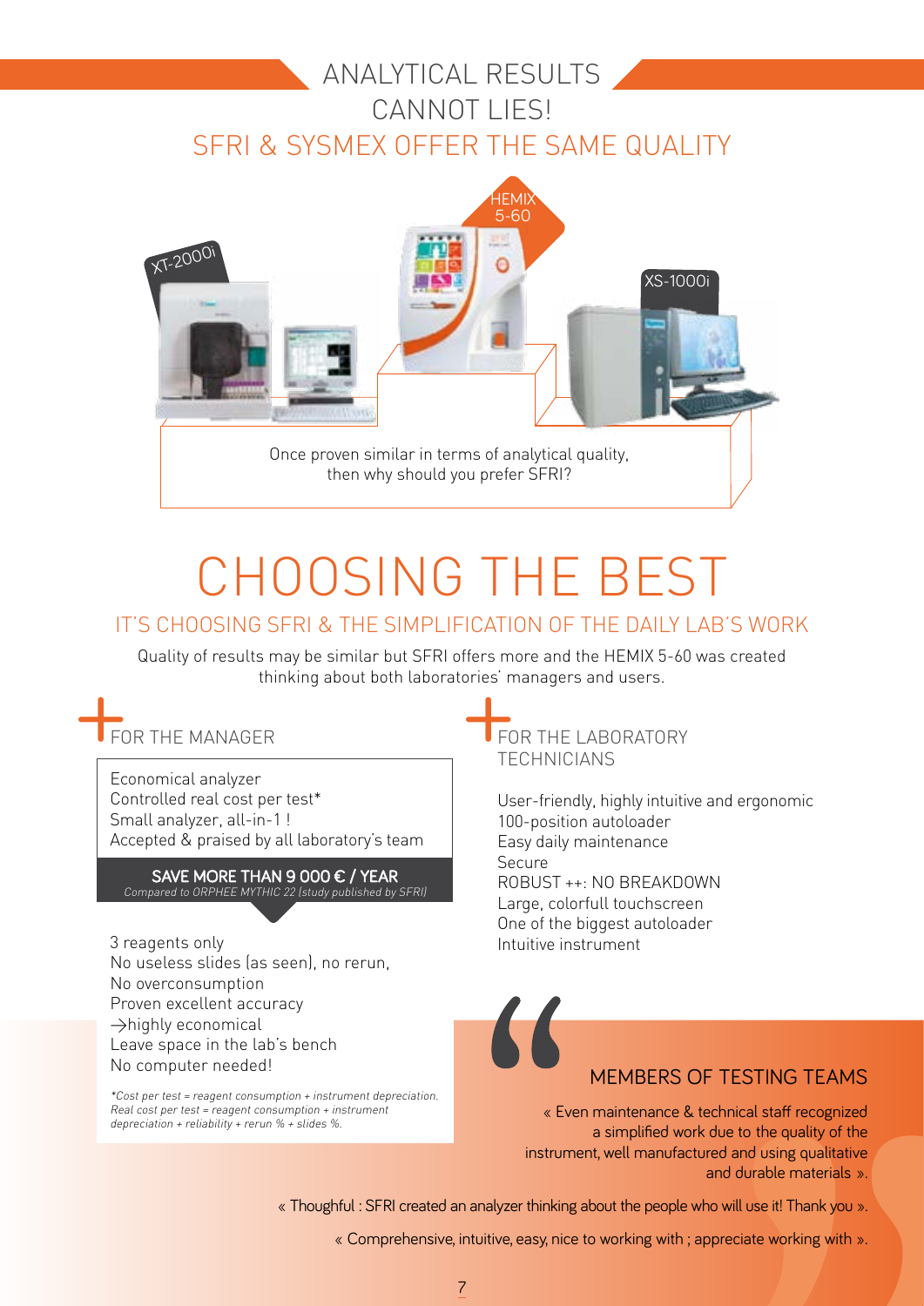# ANALYTICAL RESULTS CANNOT LIES!

## SFRI & SYSMEX OFFER THE SAME QUALITY

XT-2000i

HEMIX 5-60

XS-1000i

Once proven similar in terms of analytical quality, then why should you prefer SFRI?

# CHOOSING THE BEST

## IT'S CHOOSING SFRI & THE SIMPLIFICATION OF THE DAILY LAB'S WORK

Quality of results may be similar but SFRI offers more and the HEMIX 5-60 was created thinking about both laboratories' managers and users.

### + FOR THE MANAGER

Economical analyzer
Controlled real cost per test*
Small analyzer, all-in-1 !
Accepted & praised by all laboratory's team

**SAVE MORE THAN 9 000 € / YEAR**
*Compared to ORPHEE MYTHIC 22 (study published by SFRI)*

3 reagents only
No useless slides (as seen), no rerun,
No overconsumption
Proven excellent accuracy
→highly economical
Leave space in the lab's bench
No computer needed!

*\*Cost per test = reagent consumption + instrument depreciation.*
*Real cost per test = reagent consumption + instrument depreciation + reliability + rerun % + slides %.*

### + FOR THE LABORATORY TECHNICIANS

User-friendly, highly intuitive and ergonomic
100-position autoloader
Easy daily maintenance
Secure
ROBUST ++: NO BREAKDOWN
Large, colorfull touchscreen
One of the biggest autoloader
Intuitive instrument

### MEMBERS OF TESTING TEAMS

« Even maintenance & technical staff recognized a simplified work due to the quality of the instrument, well manufactured and using qualitative and durable materials ».

« Thoughful : SFRI created an analyzer thinking about the people who will use it! Thank you ».

« Comprehensive, intuitive, easy, nice to working with ; appreciate working with ».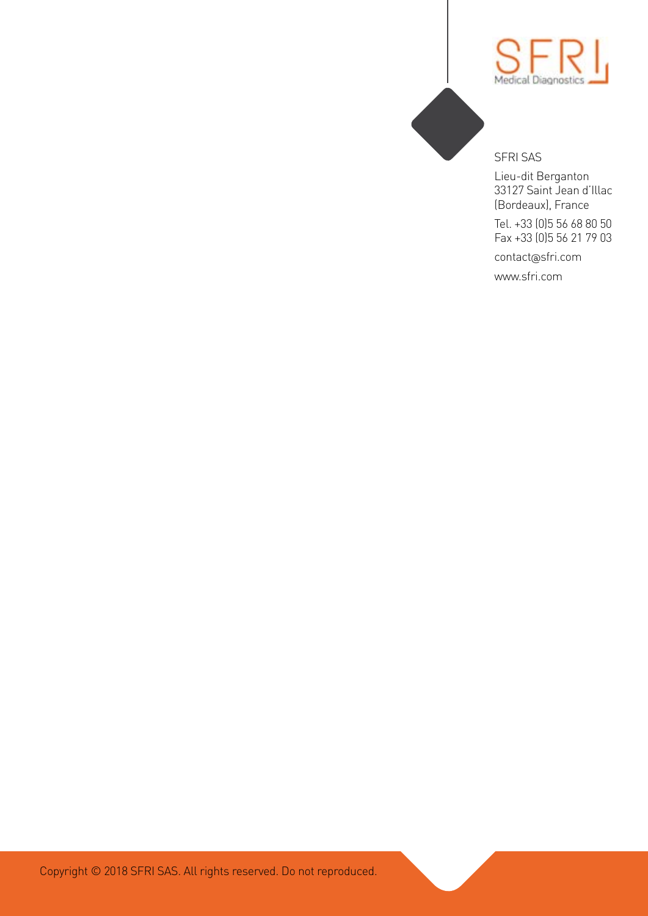SFRI
Medical Diagnostics

SFRI SAS

Lieu-dit Berganton
33127 Saint Jean d'Illac
(Bordeaux), France

Tel. +33 (0)5 56 68 80 50
Fax +33 (0)5 56 21 79 03

contact@sfri.com

www.sfri.com

Copyright © 2018 SFRI SAS. All rights reserved. Do not reproduced.